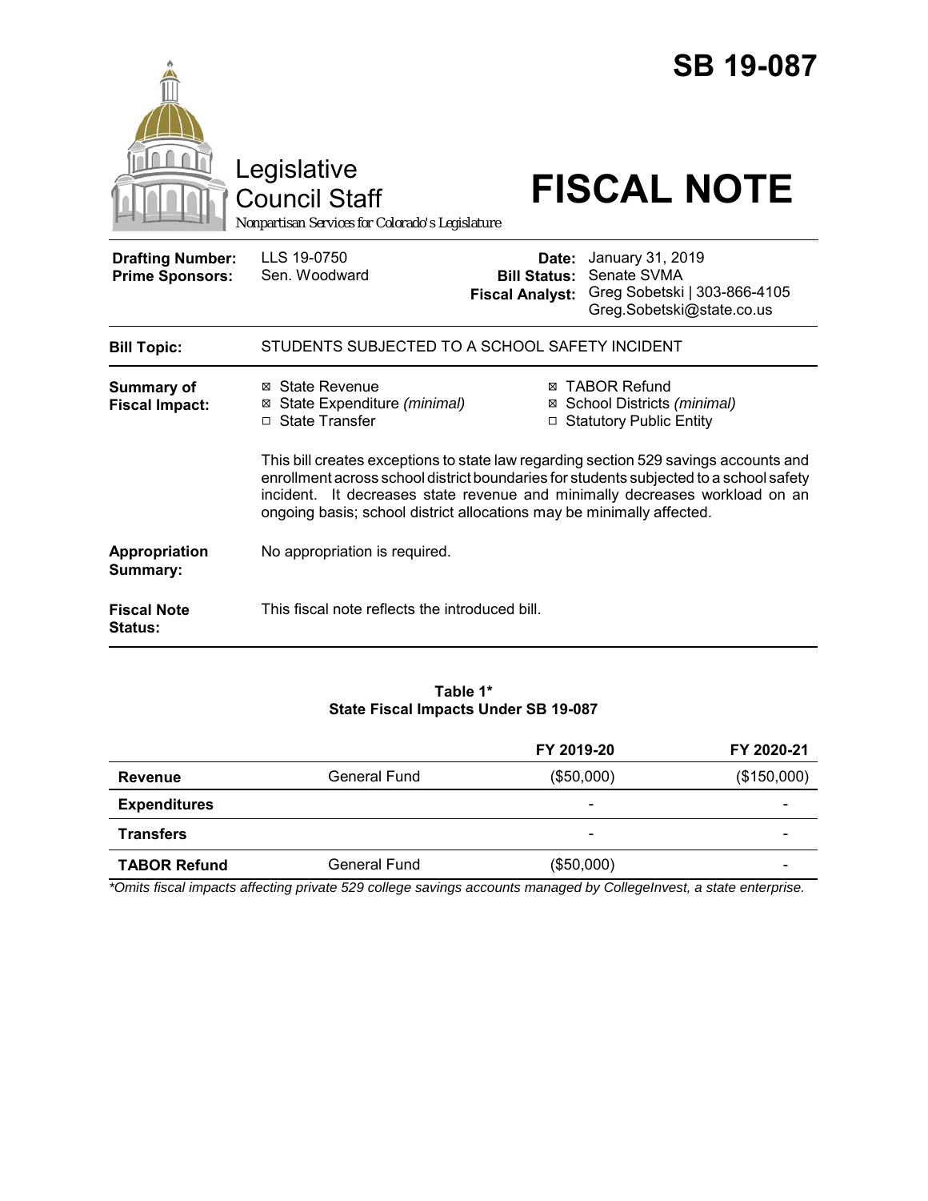# SB 19-087

Legislative Council Staff

*Nonpartisan Services for Colorado's Legislature*

# FISCAL NOTE

| | | | |
|---|---|---|---|
| **Drafting Number:** | LLS 19-0750 | **Date:** | January 31, 2019 |
| **Prime Sponsors:** | Sen. Woodward | **Bill Status:** | Senate SVMA |
| | | **Fiscal Analyst:** | Greg Sobetski \| 303-866-4105 Greg.Sobetski@state.co.us |

| | |
|---|---|
| **Bill Topic:** | STUDENTS SUBJECTED TO A SCHOOL SAFETY INCIDENT |
| **Summary of Fiscal Impact:** | ☒ State Revenue ☒ State Expenditure *(minimal)* ☐ State Transfer ☒ TABOR Refund ☒ School Districts *(minimal)* ☐ Statutory Public Entity<br><br>This bill creates exceptions to state law regarding section 529 savings accounts and enrollment across school district boundaries for students subjected to a school safety incident. It decreases state revenue and minimally decreases workload on an ongoing basis; school district allocations may be minimally affected. |
| **Appropriation Summary:** | No appropriation is required. |
| **Fiscal Note Status:** | This fiscal note reflects the introduced bill. |

**Table 1***
**State Fiscal Impacts Under SB 19-087**

| | | FY 2019-20 | FY 2020-21 |
|---|---|---|---|
| **Revenue** | General Fund | ($50,000) | ($150,000) |
| **Expenditures** | | - | - |
| **Transfers** | | - | - |
| **TABOR Refund** | General Fund | ($50,000) | - |

*\*Omits fiscal impacts affecting private 529 college savings accounts managed by CollegeInvest, a state enterprise.*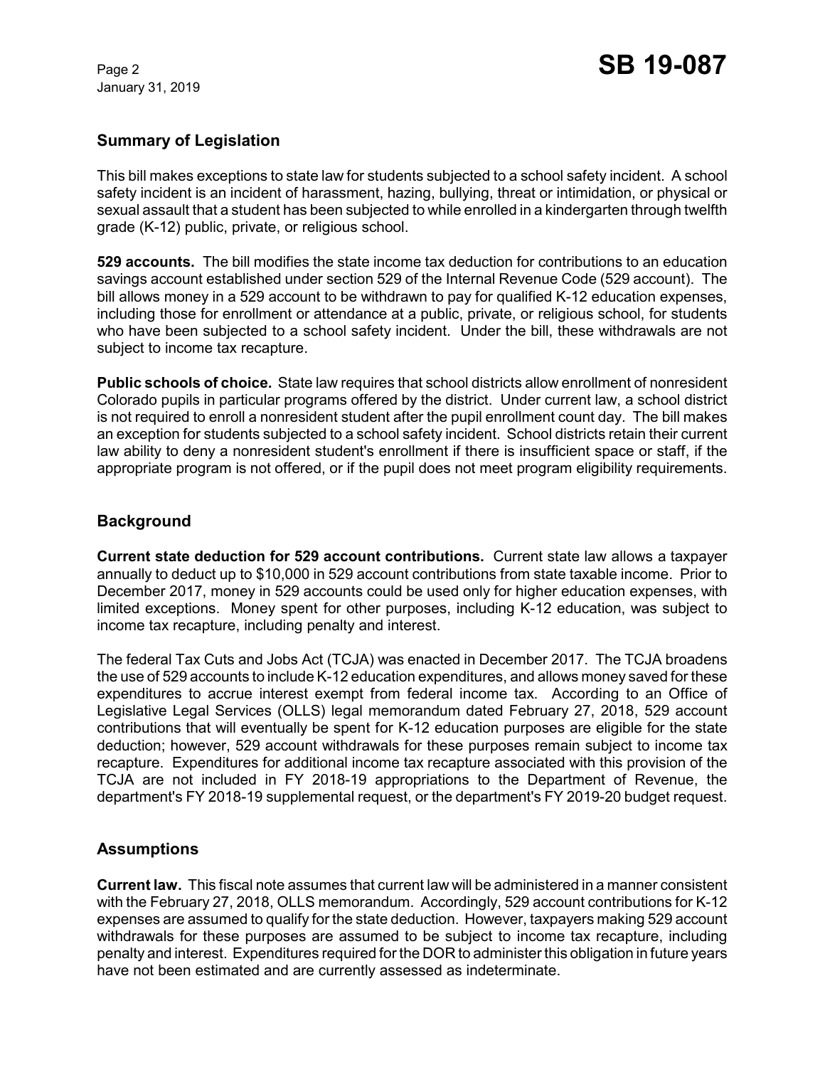## Summary of Legislation

This bill makes exceptions to state law for students subjected to a school safety incident. A school safety incident is an incident of harassment, hazing, bullying, threat or intimidation, or physical or sexual assault that a student has been subjected to while enrolled in a kindergarten through twelfth grade (K-12) public, private, or religious school.

**529 accounts.** The bill modifies the state income tax deduction for contributions to an education savings account established under section 529 of the Internal Revenue Code (529 account). The bill allows money in a 529 account to be withdrawn to pay for qualified K-12 education expenses, including those for enrollment or attendance at a public, private, or religious school, for students who have been subjected to a school safety incident. Under the bill, these withdrawals are not subject to income tax recapture.

**Public schools of choice.** State law requires that school districts allow enrollment of nonresident Colorado pupils in particular programs offered by the district. Under current law, a school district is not required to enroll a nonresident student after the pupil enrollment count day. The bill makes an exception for students subjected to a school safety incident. School districts retain their current law ability to deny a nonresident student's enrollment if there is insufficient space or staff, if the appropriate program is not offered, or if the pupil does not meet program eligibility requirements.

## Background

**Current state deduction for 529 account contributions.** Current state law allows a taxpayer annually to deduct up to $10,000 in 529 account contributions from state taxable income. Prior to December 2017, money in 529 accounts could be used only for higher education expenses, with limited exceptions. Money spent for other purposes, including K-12 education, was subject to income tax recapture, including penalty and interest.

The federal Tax Cuts and Jobs Act (TCJA) was enacted in December 2017. The TCJA broadens the use of 529 accounts to include K-12 education expenditures, and allows money saved for these expenditures to accrue interest exempt from federal income tax. According to an Office of Legislative Legal Services (OLLS) legal memorandum dated February 27, 2018, 529 account contributions that will eventually be spent for K-12 education purposes are eligible for the state deduction; however, 529 account withdrawals for these purposes remain subject to income tax recapture. Expenditures for additional income tax recapture associated with this provision of the TCJA are not included in FY 2018-19 appropriations to the Department of Revenue, the department's FY 2018-19 supplemental request, or the department's FY 2019-20 budget request.

## Assumptions

**Current law.** This fiscal note assumes that current law will be administered in a manner consistent with the February 27, 2018, OLLS memorandum. Accordingly, 529 account contributions for K-12 expenses are assumed to qualify for the state deduction. However, taxpayers making 529 account withdrawals for these purposes are assumed to be subject to income tax recapture, including penalty and interest. Expenditures required for the DOR to administer this obligation in future years have not been estimated and are currently assessed as indeterminate.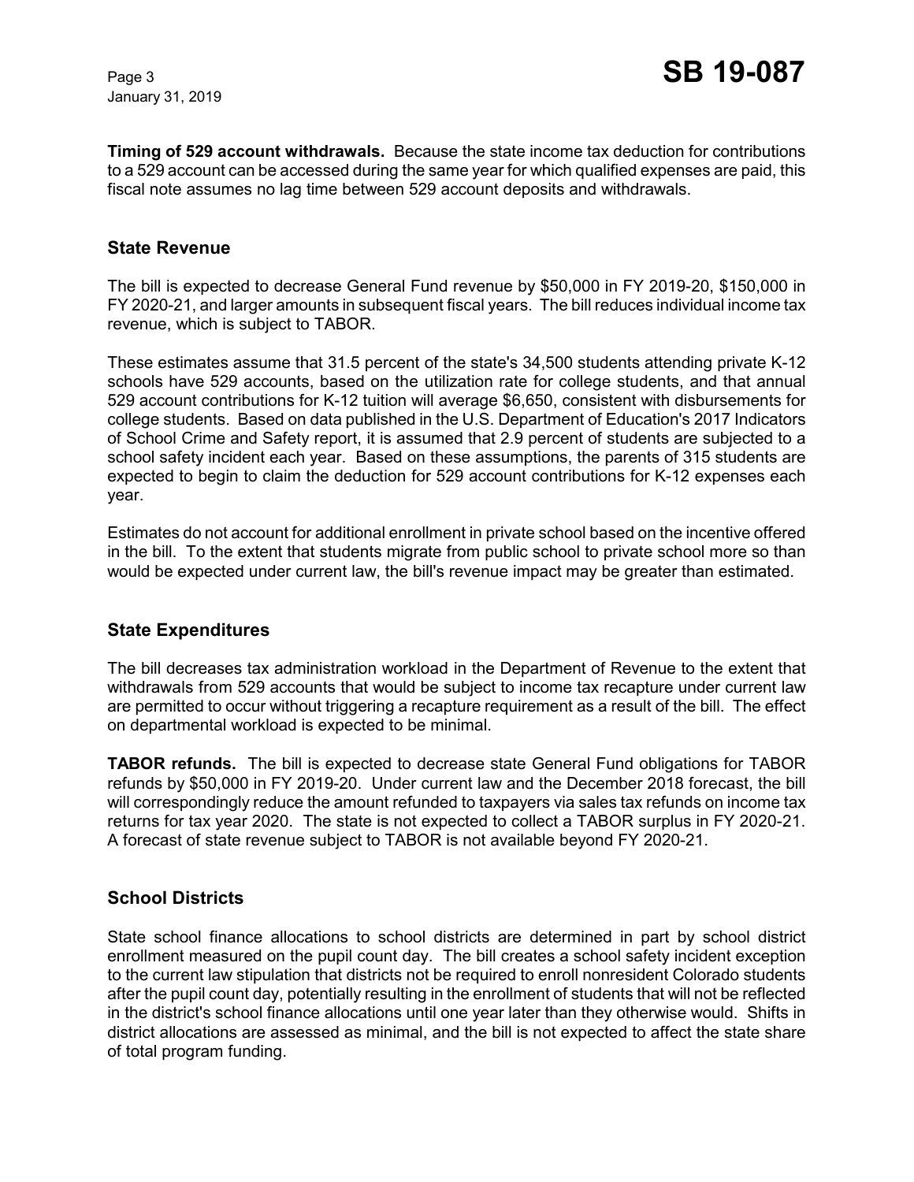**Timing of 529 account withdrawals.** Because the state income tax deduction for contributions to a 529 account can be accessed during the same year for which qualified expenses are paid, this fiscal note assumes no lag time between 529 account deposits and withdrawals.

## State Revenue

The bill is expected to decrease General Fund revenue by $50,000 in FY 2019-20, $150,000 in FY 2020-21, and larger amounts in subsequent fiscal years. The bill reduces individual income tax revenue, which is subject to TABOR.

These estimates assume that 31.5 percent of the state's 34,500 students attending private K-12 schools have 529 accounts, based on the utilization rate for college students, and that annual 529 account contributions for K-12 tuition will average $6,650, consistent with disbursements for college students. Based on data published in the U.S. Department of Education's 2017 Indicators of School Crime and Safety report, it is assumed that 2.9 percent of students are subjected to a school safety incident each year. Based on these assumptions, the parents of 315 students are expected to begin to claim the deduction for 529 account contributions for K-12 expenses each year.

Estimates do not account for additional enrollment in private school based on the incentive offered in the bill. To the extent that students migrate from public school to private school more so than would be expected under current law, the bill's revenue impact may be greater than estimated.

## State Expenditures

The bill decreases tax administration workload in the Department of Revenue to the extent that withdrawals from 529 accounts that would be subject to income tax recapture under current law are permitted to occur without triggering a recapture requirement as a result of the bill. The effect on departmental workload is expected to be minimal.

**TABOR refunds.** The bill is expected to decrease state General Fund obligations for TABOR refunds by $50,000 in FY 2019-20. Under current law and the December 2018 forecast, the bill will correspondingly reduce the amount refunded to taxpayers via sales tax refunds on income tax returns for tax year 2020. The state is not expected to collect a TABOR surplus in FY 2020-21. A forecast of state revenue subject to TABOR is not available beyond FY 2020-21.

## School Districts

State school finance allocations to school districts are determined in part by school district enrollment measured on the pupil count day. The bill creates a school safety incident exception to the current law stipulation that districts not be required to enroll nonresident Colorado students after the pupil count day, potentially resulting in the enrollment of students that will not be reflected in the district's school finance allocations until one year later than they otherwise would. Shifts in district allocations are assessed as minimal, and the bill is not expected to affect the state share of total program funding.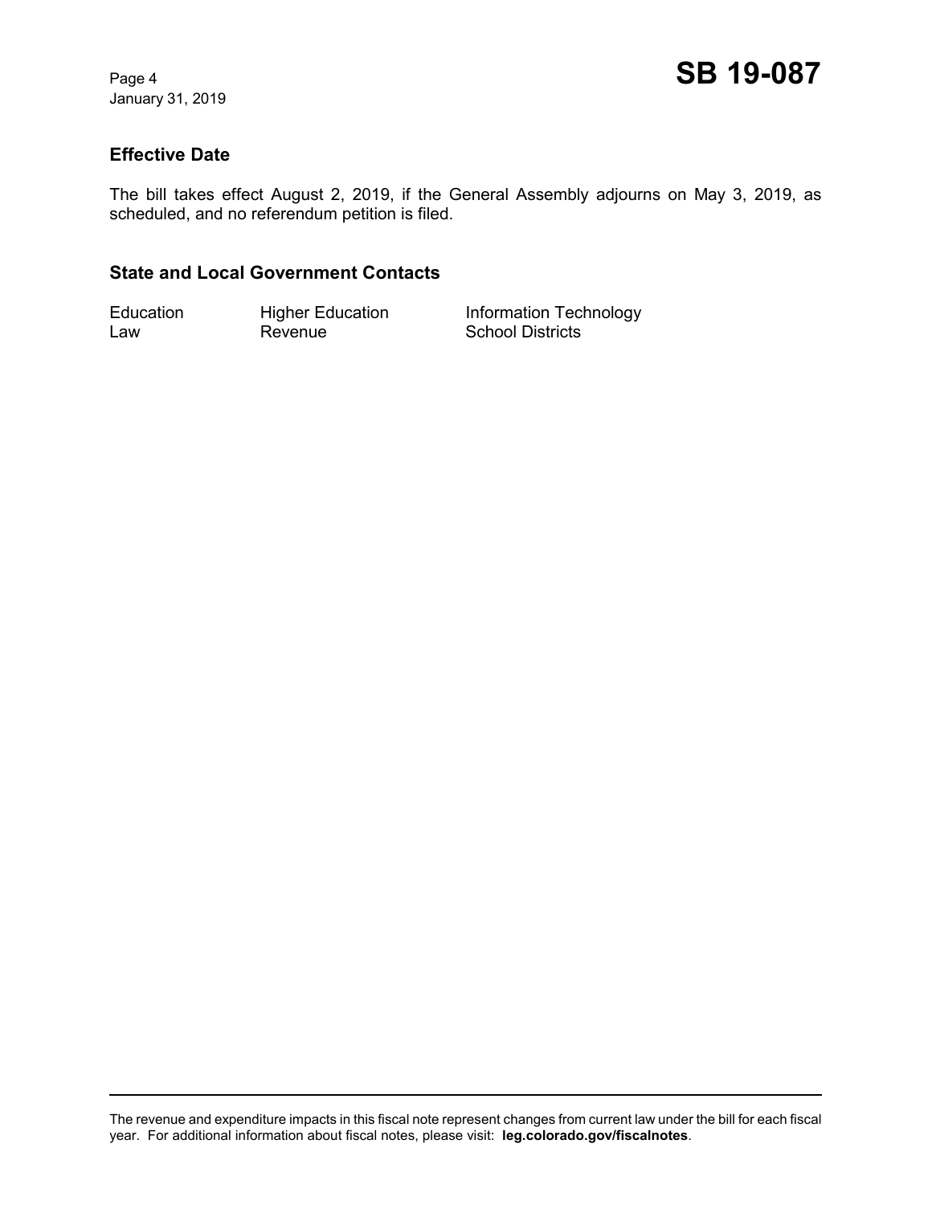## Effective Date

The bill takes effect August 2, 2019, if the General Assembly adjourns on May 3, 2019, as scheduled, and no referendum petition is filed.

## State and Local Government Contacts

| | | |
|---|---|---|
| Education | Higher Education | Information Technology |
| Law | Revenue | School Districts |

The revenue and expenditure impacts in this fiscal note represent changes from current law under the bill for each fiscal year. For additional information about fiscal notes, please visit: **leg.colorado.gov/fiscalnotes**.